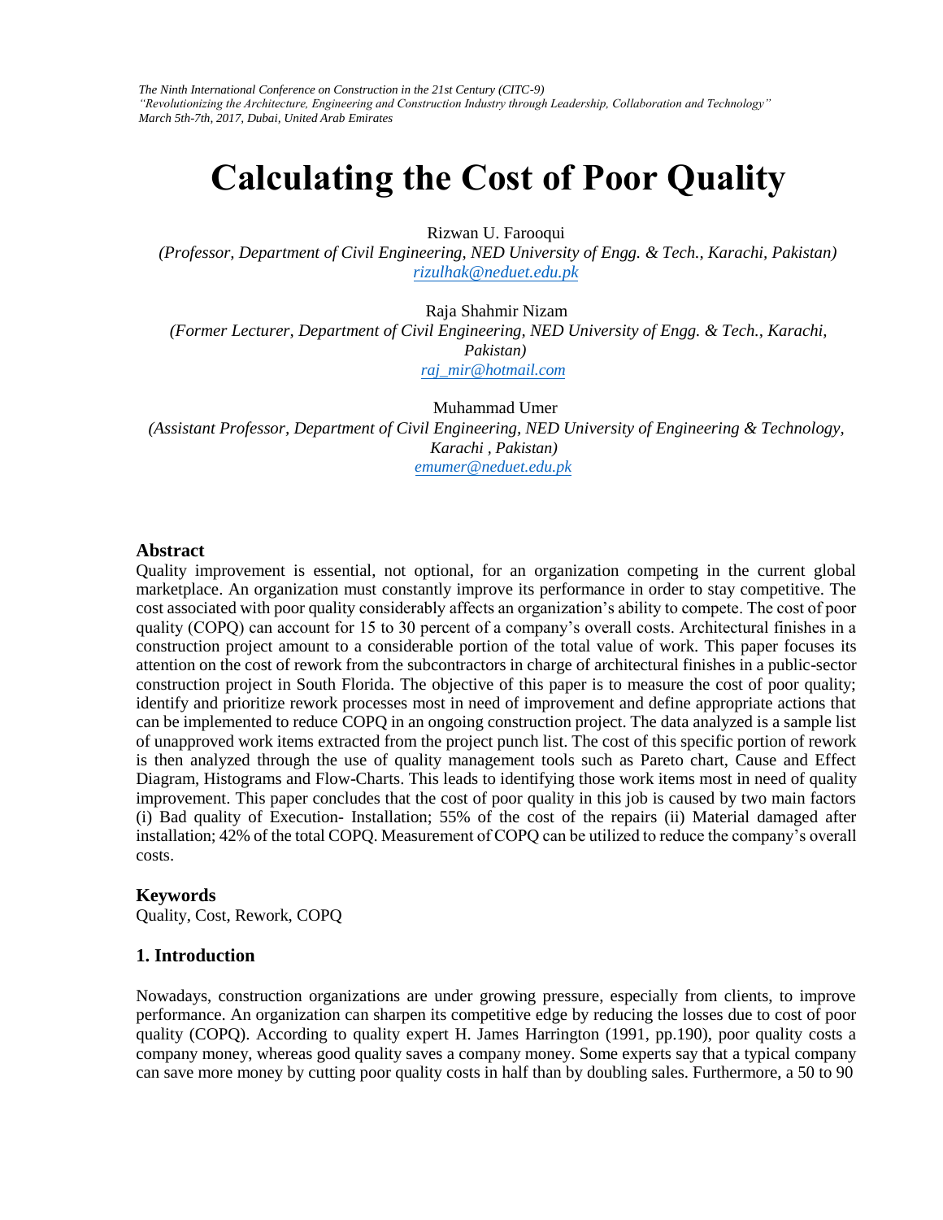*The Ninth International Conference on Construction in the 21st Century (CITC-9)*
*"Revolutionizing the Architecture, Engineering and Construction Industry through Leadership, Collaboration and Technology"*
*March 5th-7th, 2017, Dubai, United Arab Emirates*

# Calculating the Cost of Poor Quality

Rizwan U. Farooqui
*(Professor, Department of Civil Engineering, NED University of Engg. & Tech., Karachi, Pakistan)*
rizulhak@neduet.edu.pk

Raja Shahmir Nizam
*(Former Lecturer, Department of Civil Engineering, NED University of Engg. & Tech., Karachi, Pakistan)*
raj_mir@hotmail.com

Muhammad Umer
*(Assistant Professor, Department of Civil Engineering, NED University of Engineering & Technology, Karachi , Pakistan)*
emumer@neduet.edu.pk

## Abstract

Quality improvement is essential, not optional, for an organization competing in the current global marketplace. An organization must constantly improve its performance in order to stay competitive. The cost associated with poor quality considerably affects an organization's ability to compete. The cost of poor quality (COPQ) can account for 15 to 30 percent of a company's overall costs. Architectural finishes in a construction project amount to a considerable portion of the total value of work. This paper focuses its attention on the cost of rework from the subcontractors in charge of architectural finishes in a public-sector construction project in South Florida. The objective of this paper is to measure the cost of poor quality; identify and prioritize rework processes most in need of improvement and define appropriate actions that can be implemented to reduce COPQ in an ongoing construction project. The data analyzed is a sample list of unapproved work items extracted from the project punch list. The cost of this specific portion of rework is then analyzed through the use of quality management tools such as Pareto chart, Cause and Effect Diagram, Histograms and Flow-Charts. This leads to identifying those work items most in need of quality improvement. This paper concludes that the cost of poor quality in this job is caused by two main factors (i) Bad quality of Execution- Installation; 55% of the cost of the repairs (ii) Material damaged after installation; 42% of the total COPQ. Measurement of COPQ can be utilized to reduce the company's overall costs.

## Keywords

Quality, Cost, Rework, COPQ

## 1. Introduction

Nowadays, construction organizations are under growing pressure, especially from clients, to improve performance. An organization can sharpen its competitive edge by reducing the losses due to cost of poor quality (COPQ). According to quality expert H. James Harrington (1991, pp.190), poor quality costs a company money, whereas good quality saves a company money. Some experts say that a typical company can save more money by cutting poor quality costs in half than by doubling sales. Furthermore, a 50 to 90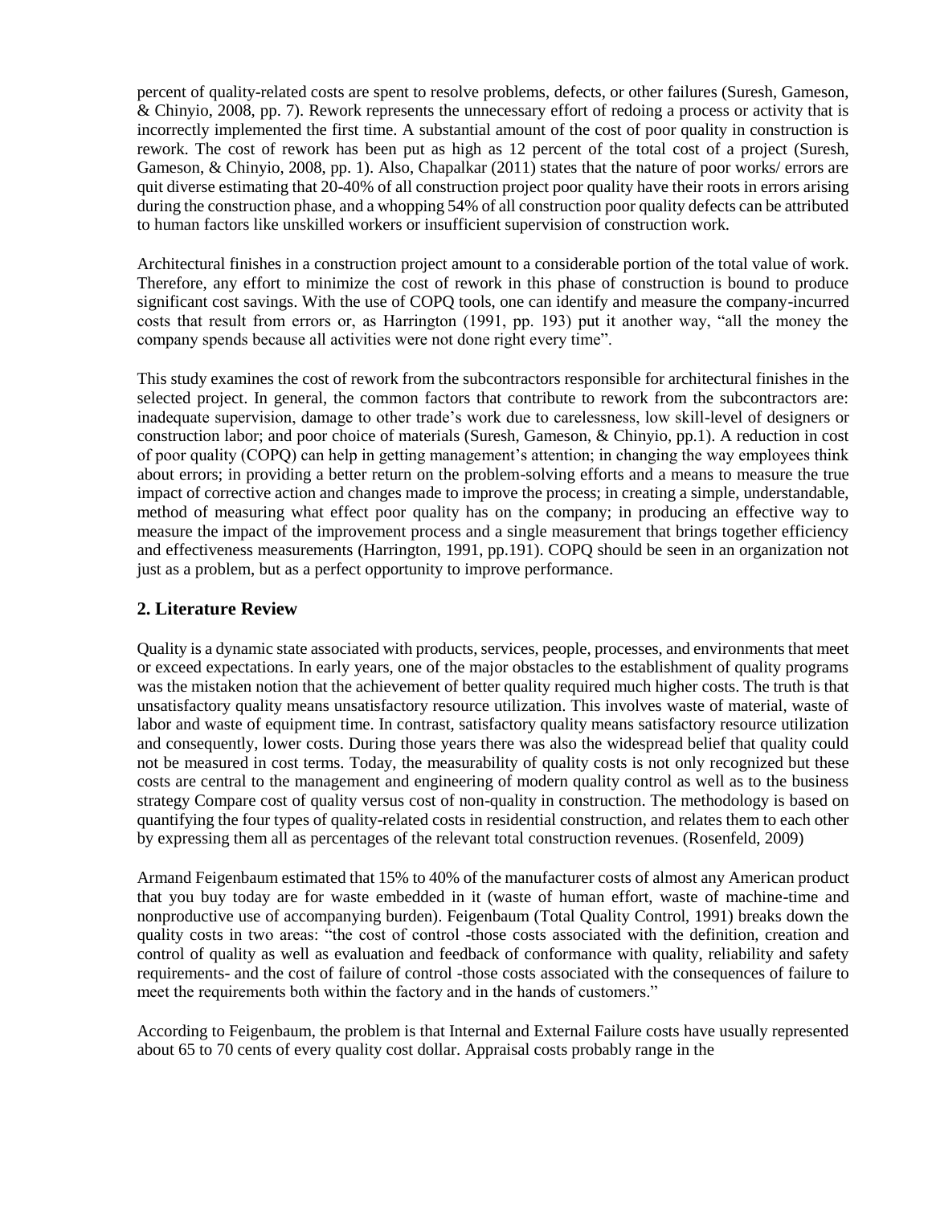percent of quality-related costs are spent to resolve problems, defects, or other failures (Suresh, Gameson, & Chinyio, 2008, pp. 7). Rework represents the unnecessary effort of redoing a process or activity that is incorrectly implemented the first time. A substantial amount of the cost of poor quality in construction is rework. The cost of rework has been put as high as 12 percent of the total cost of a project (Suresh, Gameson, & Chinyio, 2008, pp. 1). Also, Chapalkar (2011) states that the nature of poor works/ errors are quit diverse estimating that 20-40% of all construction project poor quality have their roots in errors arising during the construction phase, and a whopping 54% of all construction poor quality defects can be attributed to human factors like unskilled workers or insufficient supervision of construction work.

Architectural finishes in a construction project amount to a considerable portion of the total value of work. Therefore, any effort to minimize the cost of rework in this phase of construction is bound to produce significant cost savings. With the use of COPQ tools, one can identify and measure the company-incurred costs that result from errors or, as Harrington (1991, pp. 193) put it another way, "all the money the company spends because all activities were not done right every time".

This study examines the cost of rework from the subcontractors responsible for architectural finishes in the selected project. In general, the common factors that contribute to rework from the subcontractors are: inadequate supervision, damage to other trade's work due to carelessness, low skill-level of designers or construction labor; and poor choice of materials (Suresh, Gameson, & Chinyio, pp.1). A reduction in cost of poor quality (COPQ) can help in getting management's attention; in changing the way employees think about errors; in providing a better return on the problem-solving efforts and a means to measure the true impact of corrective action and changes made to improve the process; in creating a simple, understandable, method of measuring what effect poor quality has on the company; in producing an effective way to measure the impact of the improvement process and a single measurement that brings together efficiency and effectiveness measurements (Harrington, 1991, pp.191). COPQ should be seen in an organization not just as a problem, but as a perfect opportunity to improve performance.

## 2. Literature Review

Quality is a dynamic state associated with products, services, people, processes, and environments that meet or exceed expectations. In early years, one of the major obstacles to the establishment of quality programs was the mistaken notion that the achievement of better quality required much higher costs. The truth is that unsatisfactory quality means unsatisfactory resource utilization. This involves waste of material, waste of labor and waste of equipment time. In contrast, satisfactory quality means satisfactory resource utilization and consequently, lower costs. During those years there was also the widespread belief that quality could not be measured in cost terms. Today, the measurability of quality costs is not only recognized but these costs are central to the management and engineering of modern quality control as well as to the business strategy Compare cost of quality versus cost of non-quality in construction. The methodology is based on quantifying the four types of quality-related costs in residential construction, and relates them to each other by expressing them all as percentages of the relevant total construction revenues. (Rosenfeld, 2009)

Armand Feigenbaum estimated that 15% to 40% of the manufacturer costs of almost any American product that you buy today are for waste embedded in it (waste of human effort, waste of machine-time and nonproductive use of accompanying burden). Feigenbaum (Total Quality Control, 1991) breaks down the quality costs in two areas: "the cost of control -those costs associated with the definition, creation and control of quality as well as evaluation and feedback of conformance with quality, reliability and safety requirements- and the cost of failure of control -those costs associated with the consequences of failure to meet the requirements both within the factory and in the hands of customers."

According to Feigenbaum, the problem is that Internal and External Failure costs have usually represented about 65 to 70 cents of every quality cost dollar. Appraisal costs probably range in the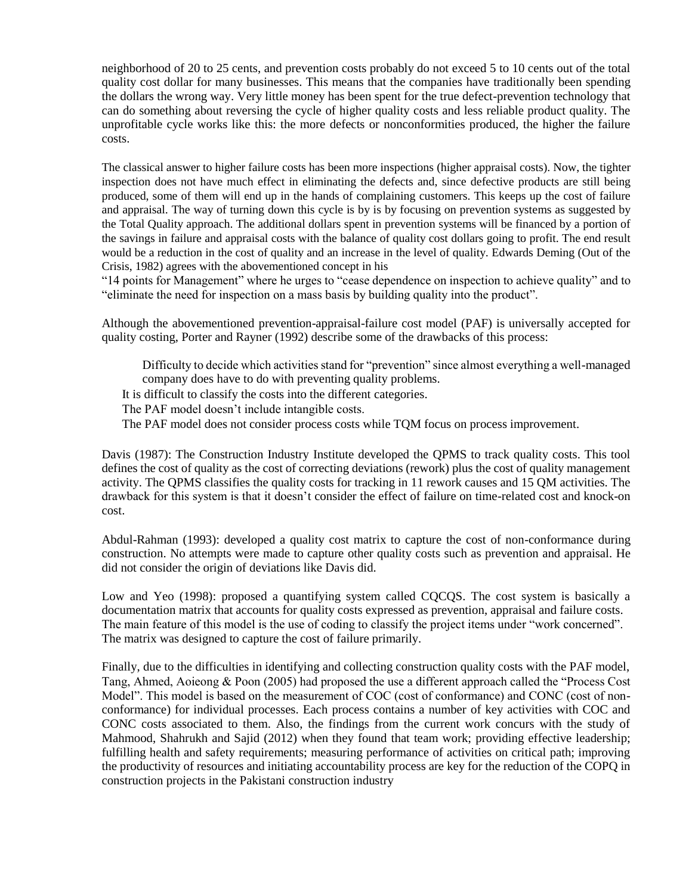neighborhood of 20 to 25 cents, and prevention costs probably do not exceed 5 to 10 cents out of the total quality cost dollar for many businesses. This means that the companies have traditionally been spending the dollars the wrong way. Very little money has been spent for the true defect-prevention technology that can do something about reversing the cycle of higher quality costs and less reliable product quality. The unprofitable cycle works like this: the more defects or nonconformities produced, the higher the failure costs.

The classical answer to higher failure costs has been more inspections (higher appraisal costs). Now, the tighter inspection does not have much effect in eliminating the defects and, since defective products are still being produced, some of them will end up in the hands of complaining customers. This keeps up the cost of failure and appraisal. The way of turning down this cycle is by is by focusing on prevention systems as suggested by the Total Quality approach. The additional dollars spent in prevention systems will be financed by a portion of the savings in failure and appraisal costs with the balance of quality cost dollars going to profit. The end result would be a reduction in the cost of quality and an increase in the level of quality. Edwards Deming (Out of the Crisis, 1982) agrees with the abovementioned concept in his "14 points for Management" where he urges to "cease dependence on inspection to achieve quality" and to "eliminate the need for inspection on a mass basis by building quality into the product".

Although the abovementioned prevention-appraisal-failure cost model (PAF) is universally accepted for quality costing, Porter and Rayner (1992) describe some of the drawbacks of this process:

- Difficulty to decide which activities stand for "prevention" since almost everything a well-managed company does have to do with preventing quality problems.
- It is difficult to classify the costs into the different categories.
- The PAF model doesn't include intangible costs.
- The PAF model does not consider process costs while TQM focus on process improvement.

Davis (1987): The Construction Industry Institute developed the QPMS to track quality costs. This tool defines the cost of quality as the cost of correcting deviations (rework) plus the cost of quality management activity. The QPMS classifies the quality costs for tracking in 11 rework causes and 15 QM activities. The drawback for this system is that it doesn't consider the effect of failure on time-related cost and knock-on cost.

Abdul-Rahman (1993): developed a quality cost matrix to capture the cost of non-conformance during construction. No attempts were made to capture other quality costs such as prevention and appraisal. He did not consider the origin of deviations like Davis did.

Low and Yeo (1998): proposed a quantifying system called CQCQS. The cost system is basically a documentation matrix that accounts for quality costs expressed as prevention, appraisal and failure costs. The main feature of this model is the use of coding to classify the project items under "work concerned". The matrix was designed to capture the cost of failure primarily.

Finally, due to the difficulties in identifying and collecting construction quality costs with the PAF model, Tang, Ahmed, Aoieong & Poon (2005) had proposed the use a different approach called the "Process Cost Model". This model is based on the measurement of COC (cost of conformance) and CONC (cost of non-conformance) for individual processes. Each process contains a number of key activities with COC and CONC costs associated to them. Also, the findings from the current work concurs with the study of Mahmood, Shahrukh and Sajid (2012) when they found that team work; providing effective leadership; fulfilling health and safety requirements; measuring performance of activities on critical path; improving the productivity of resources and initiating accountability process are key for the reduction of the COPQ in construction projects in the Pakistani construction industry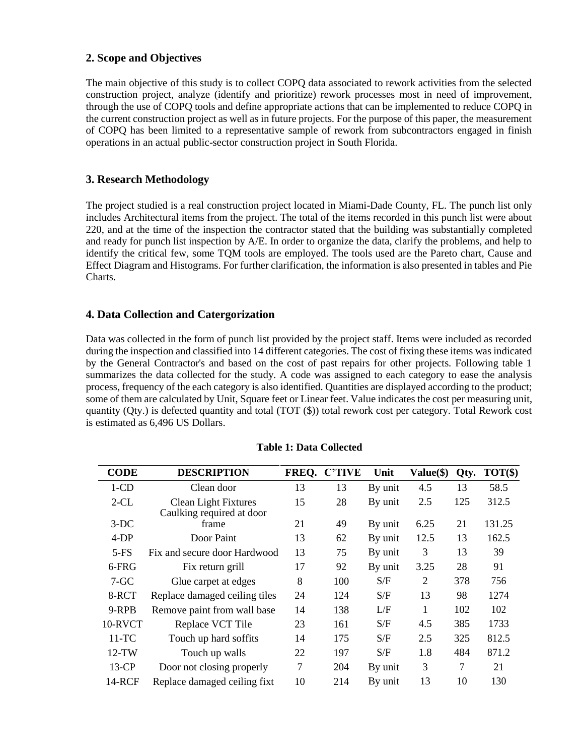## 2. Scope and Objectives

The main objective of this study is to collect COPQ data associated to rework activities from the selected construction project, analyze (identify and prioritize) rework processes most in need of improvement, through the use of COPQ tools and define appropriate actions that can be implemented to reduce COPQ in the current construction project as well as in future projects. For the purpose of this paper, the measurement of COPQ has been limited to a representative sample of rework from subcontractors engaged in finish operations in an actual public-sector construction project in South Florida.

## 3. Research Methodology

The project studied is a real construction project located in Miami-Dade County, FL. The punch list only includes Architectural items from the project. The total of the items recorded in this punch list were about 220, and at the time of the inspection the contractor stated that the building was substantially completed and ready for punch list inspection by A/E. In order to organize the data, clarify the problems, and help to identify the critical few, some TQM tools are employed. The tools used are the Pareto chart, Cause and Effect Diagram and Histograms. For further clarification, the information is also presented in tables and Pie Charts.

## 4. Data Collection and Catergorization

Data was collected in the form of punch list provided by the project staff. Items were included as recorded during the inspection and classified into 14 different categories. The cost of fixing these items was indicated by the General Contractor's and based on the cost of past repairs for other projects. Following table 1 summarizes the data collected for the study. A code was assigned to each category to ease the analysis process, frequency of the each category is also identified. Quantities are displayed according to the product; some of them are calculated by Unit, Square feet or Linear feet. Value indicates the cost per measuring unit, quantity (Qty.) is defected quantity and total (TOT ($)) total rework cost per category. Total Rework cost is estimated as 6,496 US Dollars.

**Table 1: Data Collected**

| CODE | DESCRIPTION | FREQ. | C'TIVE | Unit | Value($) | Qty. | TOT($) |
|---|---|---|---|---|---|---|---|
| 1-CD | Clean door | 13 | 13 | By unit | 4.5 | 13 | 58.5 |
| 2-CL | Clean Light Fixtures | 15 | 28 | By unit | 2.5 | 125 | 312.5 |
| 3-DC | Caulking required at door frame | 21 | 49 | By unit | 6.25 | 21 | 131.25 |
| 4-DP | Door Paint | 13 | 62 | By unit | 12.5 | 13 | 162.5 |
| 5-FS | Fix and secure door Hardwood | 13 | 75 | By unit | 3 | 13 | 39 |
| 6-FRG | Fix return grill | 17 | 92 | By unit | 3.25 | 28 | 91 |
| 7-GC | Glue carpet at edges | 8 | 100 | S/F | 2 | 378 | 756 |
| 8-RCT | Replace damaged ceiling tiles | 24 | 124 | S/F | 13 | 98 | 1274 |
| 9-RPB | Remove paint from wall base | 14 | 138 | L/F | 1 | 102 | 102 |
| 10-RVCT | Replace VCT Tile | 23 | 161 | S/F | 4.5 | 385 | 1733 |
| 11-TC | Touch up hard soffits | 14 | 175 | S/F | 2.5 | 325 | 812.5 |
| 12-TW | Touch up walls | 22 | 197 | S/F | 1.8 | 484 | 871.2 |
| 13-CP | Door not closing properly | 7 | 204 | By unit | 3 | 7 | 21 |
| 14-RCF | Replace damaged ceiling fixt | 10 | 214 | By unit | 13 | 10 | 130 |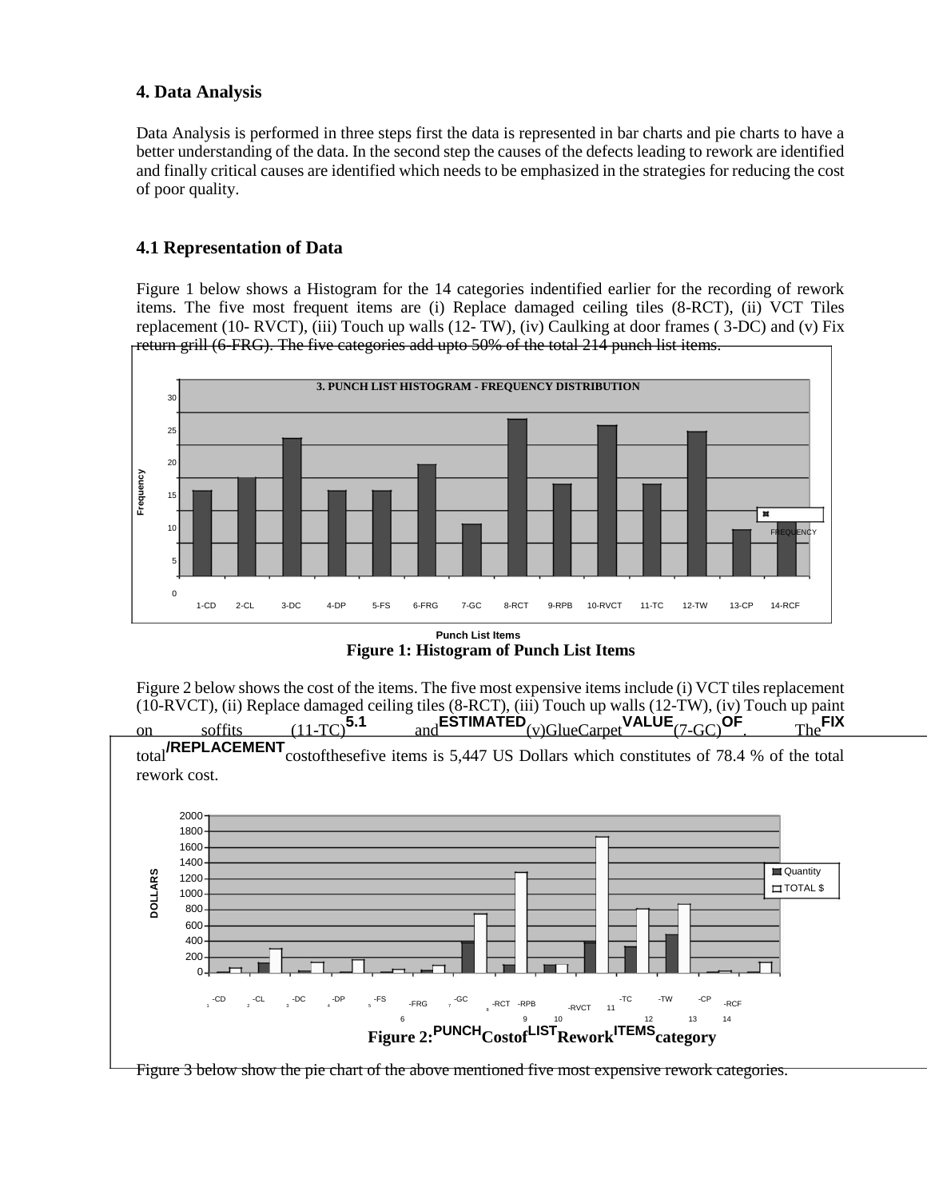## 4. Data Analysis

Data Analysis is performed in three steps first the data is represented in bar charts and pie charts to have a better understanding of the data. In the second step the causes of the defects leading to rework are identified and finally critical causes are identified which needs to be emphasized in the strategies for reducing the cost of poor quality.

### 4.1 Representation of Data

Figure 1 below shows a Histogram for the 14 categories indentified earlier for the recording of rework items. The five most frequent items are (i) Replace damaged ceiling tiles (8-RCT), (ii) VCT Tiles replacement (10- RVCT), (iii) Touch up walls (12- TW), (iv) Caulking at door frames ( 3-DC) and (v) Fix return grill (6-FRG). The five categories add upto 50% of the total 214 punch list items.

**Figure 1: Histogram of Punch List Items**

Figure 2 below shows the cost of the items. The five most expensive items include (i) VCT tiles replacement (10-RVCT), (ii) Replace damaged ceiling tiles (8-RCT), (iii) Touch up walls (12-TW), (iv) Touch up paint on soffits (11-TC) and (v) Glue Carpet (7-GC). The total cost of these five items is 5,447 US Dollars which constitutes of 78.4 % of the total rework cost.

**Figure 2: Cost of Rework category**

Figure 3 below show the pie chart of the above mentioned five most expensive rework categories.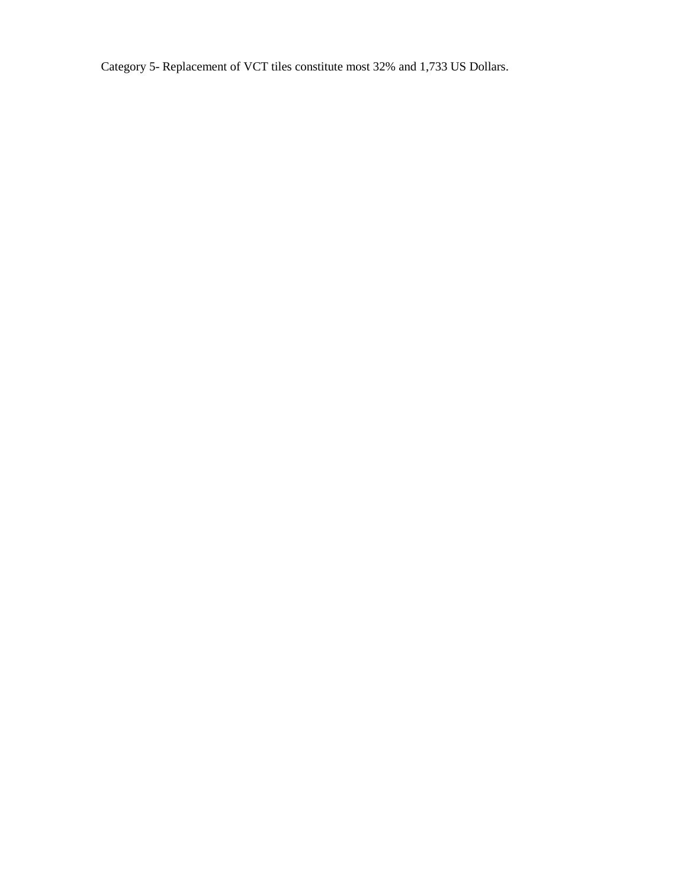Category 5- Replacement of VCT tiles constitute most 32% and 1,733 US Dollars.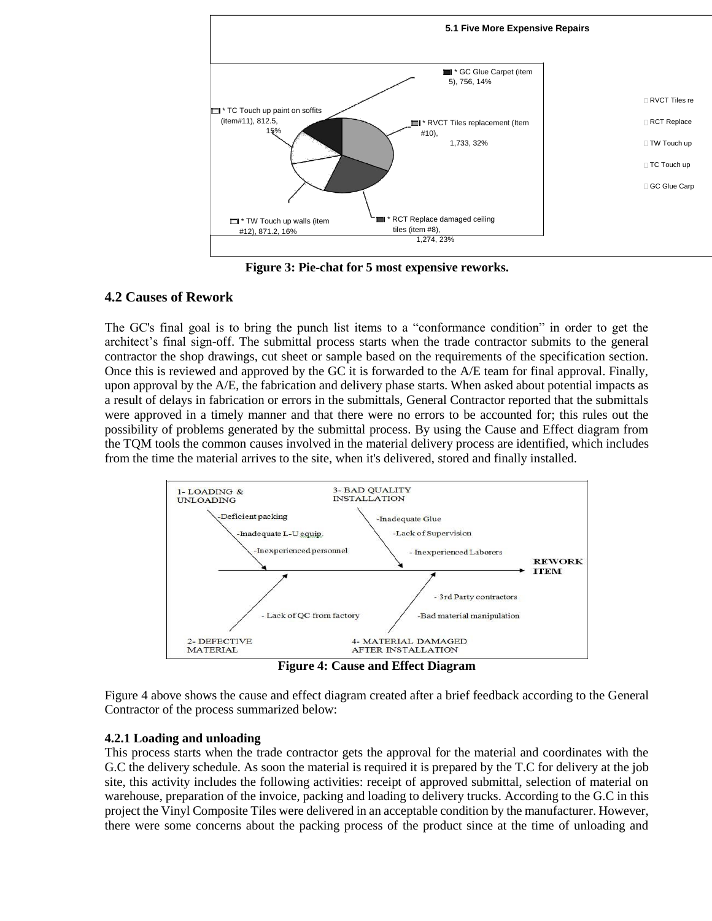Figure 3: Pie-chat for 5 most expensive reworks.

## 4.2 Causes of Rework

The GC's final goal is to bring the punch list items to a "conformance condition" in order to get the architect's final sign-off. The submittal process starts when the trade contractor submits to the general contractor the shop drawings, cut sheet or sample based on the requirements of the specification section. Once this is reviewed and approved by the GC it is forwarded to the A/E team for final approval. Finally, upon approval by the A/E, the fabrication and delivery phase starts. When asked about potential impacts as a result of delays in fabrication or errors in the submittals, General Contractor reported that the submittals were approved in a timely manner and that there were no errors to be accounted for; this rules out the possibility of problems generated by the submittal process. By using the Cause and Effect diagram from the TQM tools the common causes involved in the material delivery process are identified, which includes from the time the material arrives to the site, when it's delivered, stored and finally installed.

Figure 4: Cause and Effect Diagram

Figure 4 above shows the cause and effect diagram created after a brief feedback according to the General Contractor of the process summarized below:

### 4.2.1 Loading and unloading

This process starts when the trade contractor gets the approval for the material and coordinates with the G.C the delivery schedule. As soon the material is required it is prepared by the T.C for delivery at the job site, this activity includes the following activities: receipt of approved submittal, selection of material on warehouse, preparation of the invoice, packing and loading to delivery trucks. According to the G.C in this project the Vinyl Composite Tiles were delivered in an acceptable condition by the manufacturer. However, there were some concerns about the packing process of the product since at the time of unloading and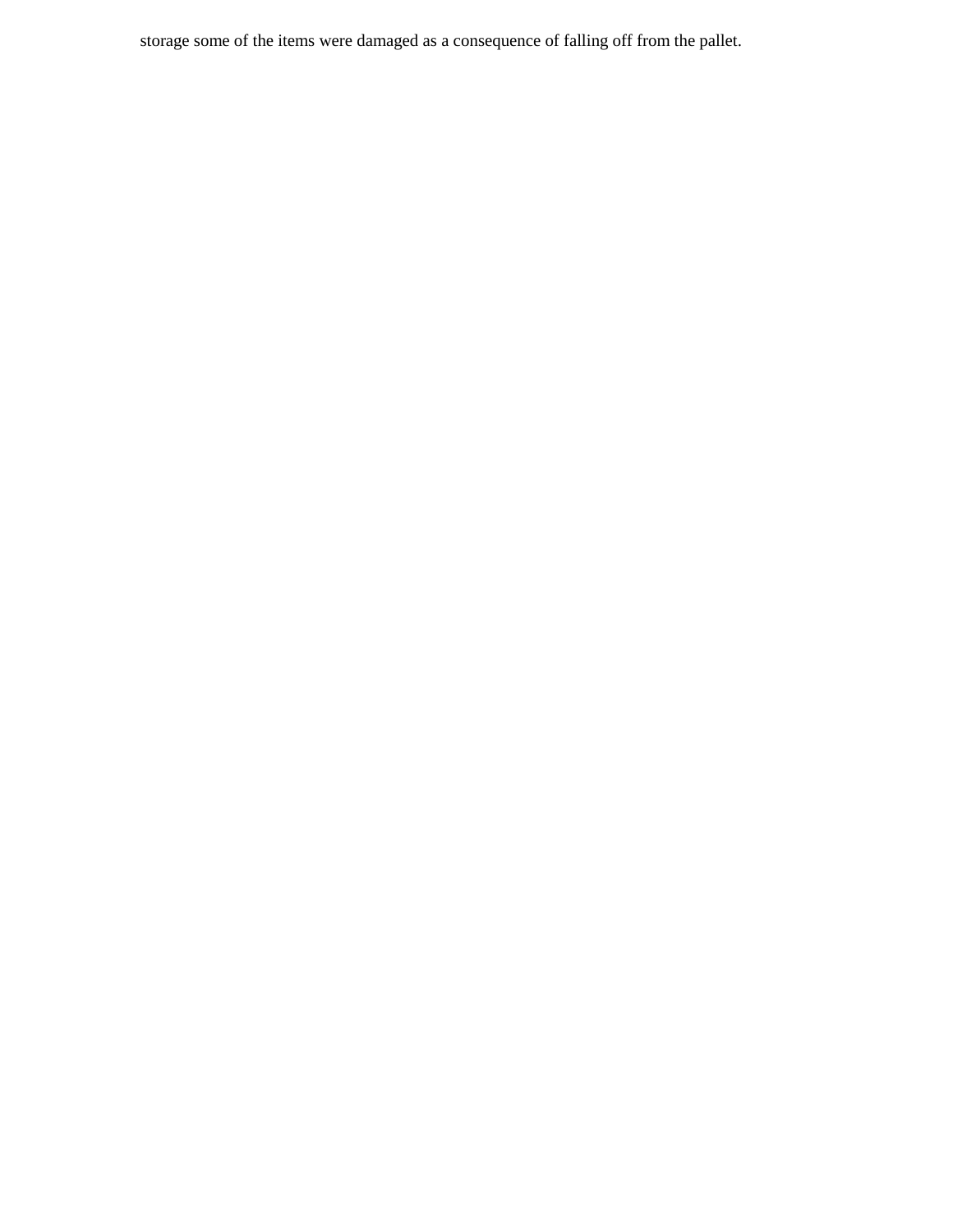storage some of the items were damaged as a consequence of falling off from the pallet.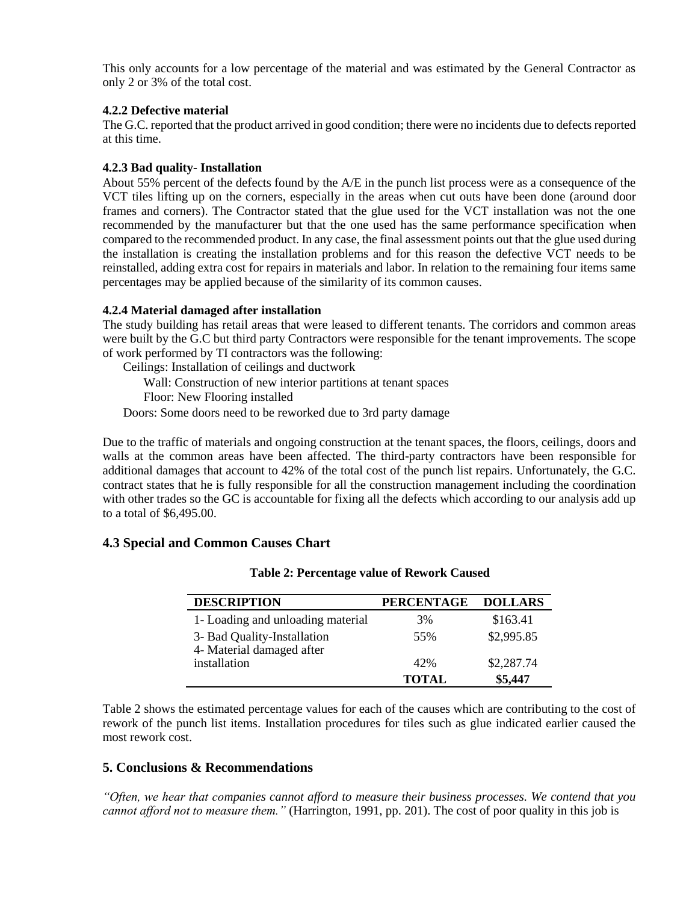This only accounts for a low percentage of the material and was estimated by the General Contractor as only 2 or 3% of the total cost.

#### 4.2.2 Defective material

The G.C. reported that the product arrived in good condition; there were no incidents due to defects reported at this time.

#### 4.2.3 Bad quality- Installation

About 55% percent of the defects found by the A/E in the punch list process were as a consequence of the VCT tiles lifting up on the corners, especially in the areas when cut outs have been done (around door frames and corners). The Contractor stated that the glue used for the VCT installation was not the one recommended by the manufacturer but that the one used has the same performance specification when compared to the recommended product. In any case, the final assessment points out that the glue used during the installation is creating the installation problems and for this reason the defective VCT needs to be reinstalled, adding extra cost for repairs in materials and labor. In relation to the remaining four items same percentages may be applied because of the similarity of its common causes.

#### 4.2.4 Material damaged after installation

The study building has retail areas that were leased to different tenants. The corridors and common areas were built by the G.C but third party Contractors were responsible for the tenant improvements. The scope of work performed by TI contractors was the following:

Ceilings: Installation of ceilings and ductwork

Wall: Construction of new interior partitions at tenant spaces

Floor: New Flooring installed

Doors: Some doors need to be reworked due to 3rd party damage

Due to the traffic of materials and ongoing construction at the tenant spaces, the floors, ceilings, doors and walls at the common areas have been affected. The third-party contractors have been responsible for additional damages that account to 42% of the total cost of the punch list repairs. Unfortunately, the G.C. contract states that he is fully responsible for all the construction management including the coordination with other trades so the GC is accountable for fixing all the defects which according to our analysis add up to a total of $6,495.00.

## 4.3 Special and Common Causes Chart

**Table 2: Percentage value of Rework Caused**

| DESCRIPTION | PERCENTAGE | DOLLARS |
|---|---|---|
| 1- Loading and unloading material | 3% | $163.41 |
| 3- Bad Quality-Installation | 55% | $2,995.85 |
| 4- Material damaged after installation | 42% | $2,287.74 |
| | **TOTAL** | **$5,447** |

Table 2 shows the estimated percentage values for each of the causes which are contributing to the cost of rework of the punch list items. Installation procedures for tiles such as glue indicated earlier caused the most rework cost.

## 5. Conclusions & Recommendations

*"Often, we hear that companies cannot afford to measure their business processes. We contend that you cannot afford not to measure them."* (Harrington, 1991, pp. 201). The cost of poor quality in this job is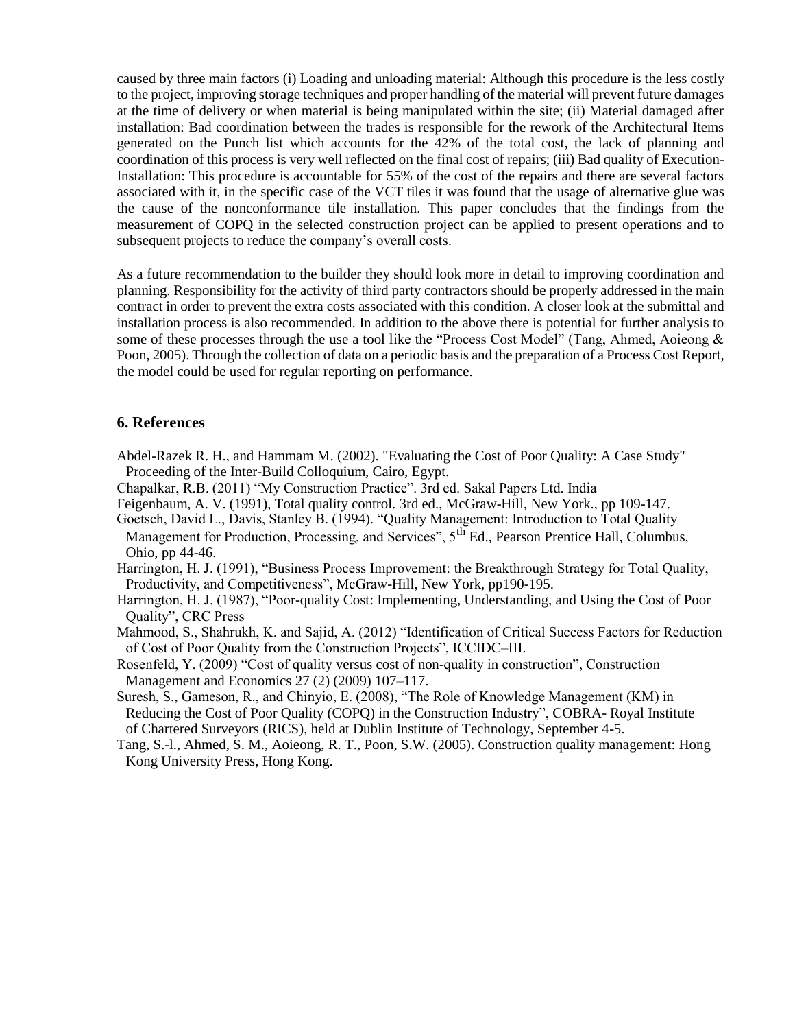caused by three main factors (i) Loading and unloading material: Although this procedure is the less costly to the project, improving storage techniques and proper handling of the material will prevent future damages at the time of delivery or when material is being manipulated within the site; (ii) Material damaged after installation: Bad coordination between the trades is responsible for the rework of the Architectural Items generated on the Punch list which accounts for the 42% of the total cost, the lack of planning and coordination of this process is very well reflected on the final cost of repairs; (iii) Bad quality of Execution-Installation: This procedure is accountable for 55% of the cost of the repairs and there are several factors associated with it, in the specific case of the VCT tiles it was found that the usage of alternative glue was the cause of the nonconformance tile installation. This paper concludes that the findings from the measurement of COPQ in the selected construction project can be applied to present operations and to subsequent projects to reduce the company's overall costs.

As a future recommendation to the builder they should look more in detail to improving coordination and planning. Responsibility for the activity of third party contractors should be properly addressed in the main contract in order to prevent the extra costs associated with this condition. A closer look at the submittal and installation process is also recommended. In addition to the above there is potential for further analysis to some of these processes through the use a tool like the "Process Cost Model" (Tang, Ahmed, Aoieong & Poon, 2005). Through the collection of data on a periodic basis and the preparation of a Process Cost Report, the model could be used for regular reporting on performance.

## 6. References

Abdel-Razek R. H., and Hammam M. (2002). "Evaluating the Cost of Poor Quality: A Case Study" Proceeding of the Inter-Build Colloquium, Cairo, Egypt.

Chapalkar, R.B. (2011) "My Construction Practice". 3rd ed. Sakal Papers Ltd. India

Feigenbaum, A. V. (1991), Total quality control. 3rd ed., McGraw-Hill, New York., pp 109-147.

Goetsch, David L., Davis, Stanley B. (1994). "Quality Management: Introduction to Total Quality Management for Production, Processing, and Services", 5th Ed., Pearson Prentice Hall, Columbus, Ohio, pp 44-46.

Harrington, H. J. (1991), "Business Process Improvement: the Breakthrough Strategy for Total Quality, Productivity, and Competitiveness", McGraw-Hill, New York, pp190-195.

Harrington, H. J. (1987), "Poor-quality Cost: Implementing, Understanding, and Using the Cost of Poor Quality", CRC Press

Mahmood, S., Shahrukh, K. and Sajid, A. (2012) "Identification of Critical Success Factors for Reduction of Cost of Poor Quality from the Construction Projects", ICCIDC–III.

Rosenfeld, Y. (2009) "Cost of quality versus cost of non-quality in construction", Construction Management and Economics 27 (2) (2009) 107–117.

Suresh, S., Gameson, R., and Chinyio, E. (2008), "The Role of Knowledge Management (KM) in Reducing the Cost of Poor Quality (COPQ) in the Construction Industry", COBRA- Royal Institute of Chartered Surveyors (RICS), held at Dublin Institute of Technology, September 4-5.

Tang, S.-l., Ahmed, S. M., Aoieong, R. T., Poon, S.W. (2005). Construction quality management: Hong Kong University Press, Hong Kong.